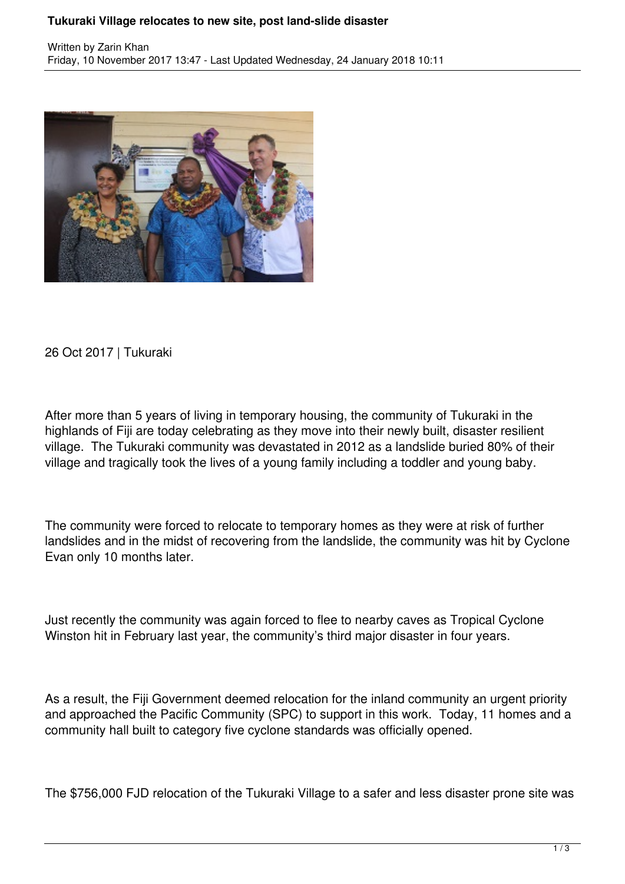# Tukuraki Village relocates to new site, post land-slide disaster

Written by Zarin Khan
Friday, 10 November 2017 13:47 - Last Updated Wednesday, 24 January 2018 10:11

26 Oct 2017 | Tukuraki

After more than 5 years of living in temporary housing, the community of Tukuraki in the highlands of Fiji are today celebrating as they move into their newly built, disaster resilient village. The Tukuraki community was devastated in 2012 as a landslide buried 80% of their village and tragically took the lives of a young family including a toddler and young baby.

The community were forced to relocate to temporary homes as they were at risk of further landslides and in the midst of recovering from the landslide, the community was hit by Cyclone Evan only 10 months later.

Just recently the community was again forced to flee to nearby caves as Tropical Cyclone Winston hit in February last year, the community's third major disaster in four years.

As a result, the Fiji Government deemed relocation for the inland community an urgent priority and approached the Pacific Community (SPC) to support in this work. Today, 11 homes and a community hall built to category five cyclone standards was officially opened.

The $756,000 FJD relocation of the Tukuraki Village to a safer and less disaster prone site was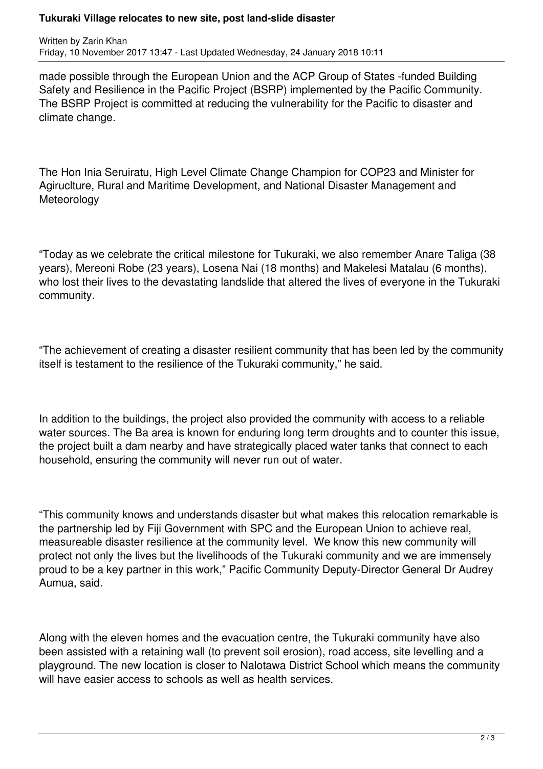made possible through the European Union and the ACP Group of States -funded Building Safety and Resilience in the Pacific Project (BSRP) implemented by the Pacific Community. The BSRP Project is committed at reducing the vulnerability for the Pacific to disaster and climate change.

The Hon Inia Seruiratu, High Level Climate Change Champion for COP23 and Minister for Agiruclture, Rural and Maritime Development, and National Disaster Management and Meteorology

“Today as we celebrate the critical milestone for Tukuraki, we also remember Anare Taliga (38 years), Mereoni Robe (23 years), Losena Nai (18 months) and Makelesi Matalau (6 months), who lost their lives to the devastating landslide that altered the lives of everyone in the Tukuraki community.

“The achievement of creating a disaster resilient community that has been led by the community itself is testament to the resilience of the Tukuraki community,” he said.

In addition to the buildings, the project also provided the community with access to a reliable water sources. The Ba area is known for enduring long term droughts and to counter this issue, the project built a dam nearby and have strategically placed water tanks that connect to each household, ensuring the community will never run out of water.

“This community knows and understands disaster but what makes this relocation remarkable is the partnership led by Fiji Government with SPC and the European Union to achieve real, measureable disaster resilience at the community level. We know this new community will protect not only the lives but the livelihoods of the Tukuraki community and we are immensely proud to be a key partner in this work,” Pacific Community Deputy-Director General Dr Audrey Aumua, said.

Along with the eleven homes and the evacuation centre, the Tukuraki community have also been assisted with a retaining wall (to prevent soil erosion), road access, site levelling and a playground. The new location is closer to Nalotawa District School which means the community will have easier access to schools as well as health services.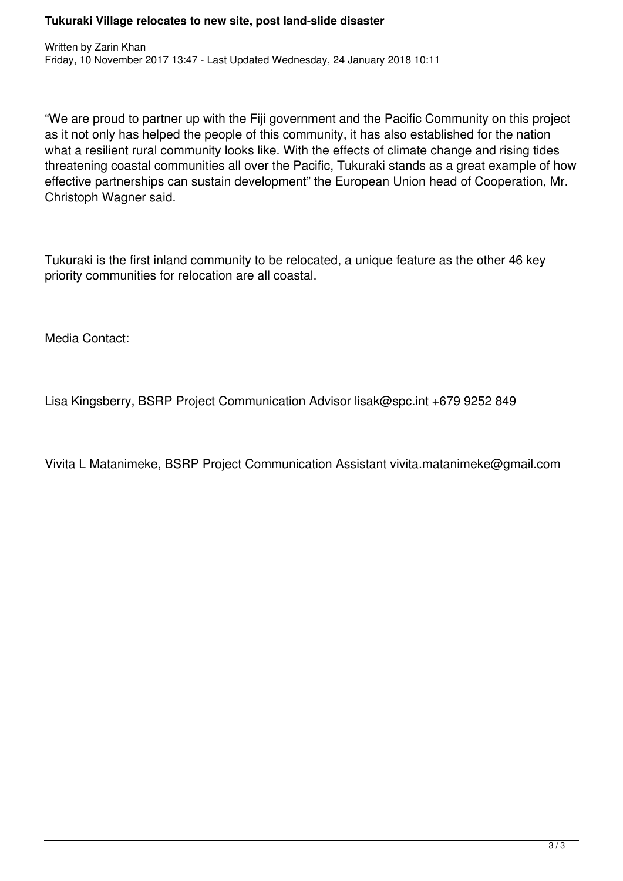“We are proud to partner up with the Fiji government and the Pacific Community on this project as it not only has helped the people of this community, it has also established for the nation what a resilient rural community looks like. With the effects of climate change and rising tides threatening coastal communities all over the Pacific, Tukuraki stands as a great example of how effective partnerships can sustain development” the European Union head of Cooperation, Mr. Christoph Wagner said.

Tukuraki is the first inland community to be relocated, a unique feature as the other 46 key priority communities for relocation are all coastal.

Media Contact:

Lisa Kingsberry, BSRP Project Communication Advisor lisak@spc.int +679 9252 849

Vivita L Matanimeke, BSRP Project Communication Assistant vivita.matanimeke@gmail.com